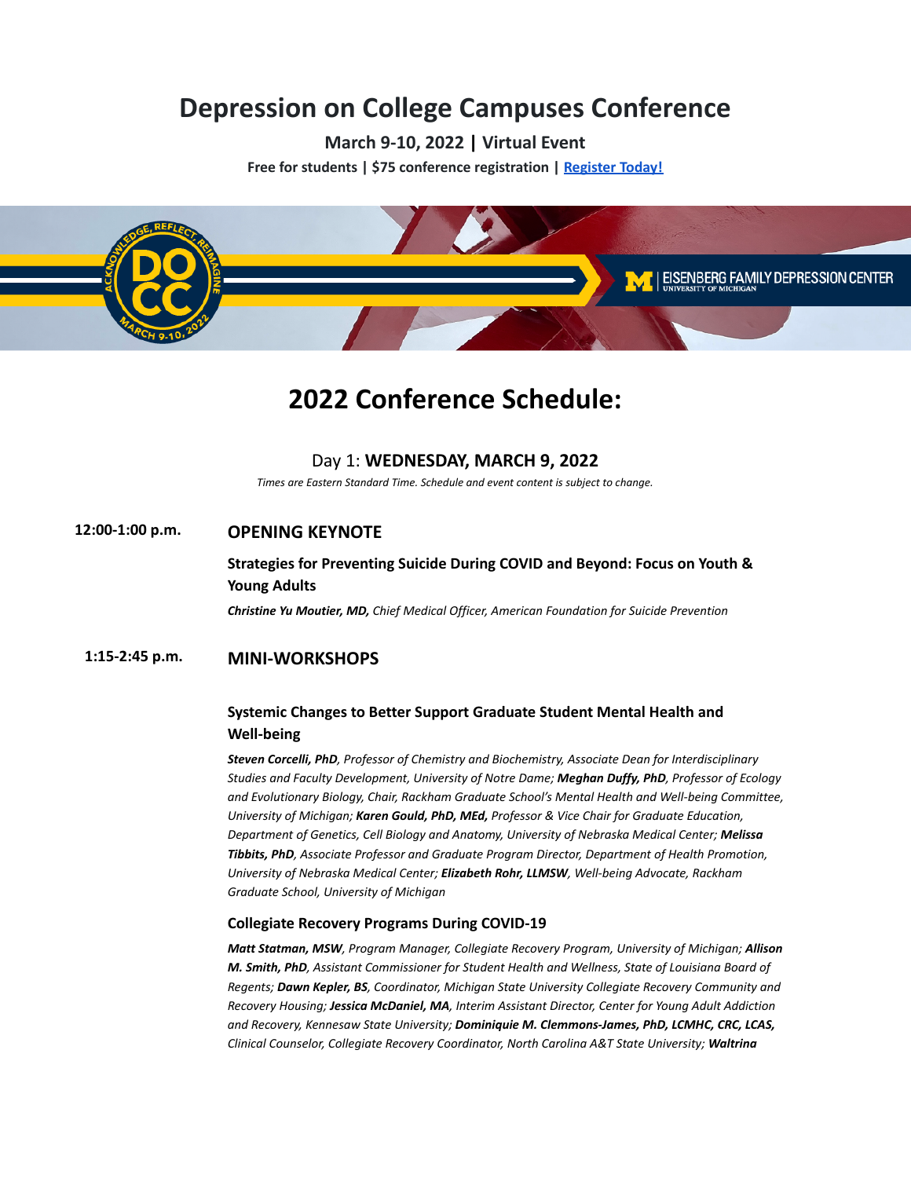# Depression on College Campuses Conference

**March 9-10, 2022 | Virtual Event**

**Free for students | $75 conference registration | Register Today!**

## 2022 Conference Schedule:

### Day 1: **WEDNESDAY, MARCH 9, 2022**

*Times are Eastern Standard Time. Schedule and event content is subject to change.*

**12:00-1:00 p.m.** **OPENING KEYNOTE**

**Strategies for Preventing Suicide During COVID and Beyond: Focus on Youth & Young Adults**

***Christine Yu Moutier, MD,*** *Chief Medical Officer, American Foundation for Suicide Prevention*

**1:15-2:45 p.m.** **MINI-WORKSHOPS**

**Systemic Changes to Better Support Graduate Student Mental Health and Well-being**

***Steven Corcelli, PhD****, Professor of Chemistry and Biochemistry, Associate Dean for Interdisciplinary Studies and Faculty Development, University of Notre Dame;* ***Meghan Duffy, PhD****, Professor of Ecology and Evolutionary Biology, Chair, Rackham Graduate School's Mental Health and Well-being Committee, University of Michigan;* ***Karen Gould, PhD, MEd,*** *Professor & Vice Chair for Graduate Education, Department of Genetics, Cell Biology and Anatomy, University of Nebraska Medical Center;* ***Melissa Tibbits, PhD****, Associate Professor and Graduate Program Director, Department of Health Promotion, University of Nebraska Medical Center;* ***Elizabeth Rohr, LLMSW****, Well-being Advocate, Rackham Graduate School, University of Michigan*

**Collegiate Recovery Programs During COVID-19**

***Matt Statman, MSW****, Program Manager, Collegiate Recovery Program, University of Michigan;* ***Allison M. Smith, PhD****, Assistant Commissioner for Student Health and Wellness, State of Louisiana Board of Regents;* ***Dawn Kepler, BS****, Coordinator, Michigan State University Collegiate Recovery Community and Recovery Housing;* ***Jessica McDaniel, MA****, Interim Assistant Director, Center for Young Adult Addiction and Recovery, Kennesaw State University;* ***Dominiquie M. Clemmons-James, PhD, LCMHC, CRC, LCAS,*** *Clinical Counselor, Collegiate Recovery Coordinator, North Carolina A&T State University;* ***Waltrina***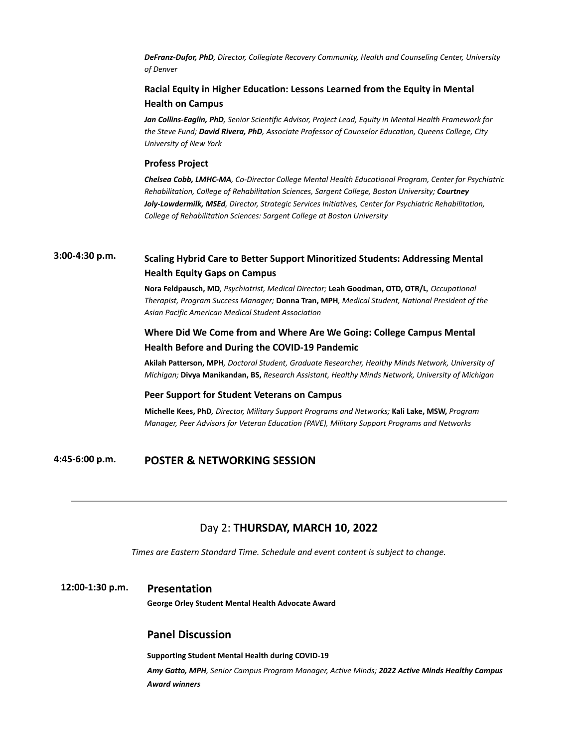***DeFranz-Dufor, PhD****, Director, Collegiate Recovery Community, Health and Counseling Center, University of Denver*

### Racial Equity in Higher Education: Lessons Learned from the Equity in Mental Health on Campus

***Jan Collins-Eaglin, PhD****, Senior Scientific Advisor, Project Lead, Equity in Mental Health Framework for the Steve Fund;* ***David Rivera, PhD****, Associate Professor of Counselor Education, Queens College, City University of New York*

### Profess Project

***Chelsea Cobb, LMHC-MA****, Co-Director College Mental Health Educational Program, Center for Psychiatric Rehabilitation, College of Rehabilitation Sciences, Sargent College, Boston University;* ***Courtney Joly-Lowdermilk, MSEd****, Director, Strategic Services Initiatives, Center for Psychiatric Rehabilitation, College of Rehabilitation Sciences: Sargent College at Boston University*

**3:00-4:30 p.m.**

### Scaling Hybrid Care to Better Support Minoritized Students: Addressing Mental Health Equity Gaps on Campus

**Nora Feldpausch, MD***, Psychiatrist, Medical Director;* **Leah Goodman, OTD, OTR/L***, Occupational Therapist, Program Success Manager;* **Donna Tran, MPH***, Medical Student, National President of the Asian Pacific American Medical Student Association*

### Where Did We Come from and Where Are We Going: College Campus Mental Health Before and During the COVID-19 Pandemic

**Akilah Patterson, MPH***, Doctoral Student, Graduate Researcher, Healthy Minds Network, University of Michigan;* **Divya Manikandan, BS,** *Research Assistant, Healthy Minds Network, University of Michigan*

### Peer Support for Student Veterans on Campus

**Michelle Kees, PhD***, Director, Military Support Programs and Networks;* **Kali Lake, MSW,** *Program Manager, Peer Advisors for Veteran Education (PAVE), Military Support Programs and Networks*

**4:45-6:00 p.m.**

### POSTER & NETWORKING SESSION

---

## Day 2: **THURSDAY, MARCH 10, 2022**

*Times are Eastern Standard Time. Schedule and event content is subject to change.*

**12:00-1:30 p.m.**

### Presentation

**George Orley Student Mental Health Advocate Award**

### Panel Discussion

**Supporting Student Mental Health during COVID-19**

***Amy Gatto, MPH****, Senior Campus Program Manager, Active Minds;* ***2022 Active Minds Healthy Campus Award winners***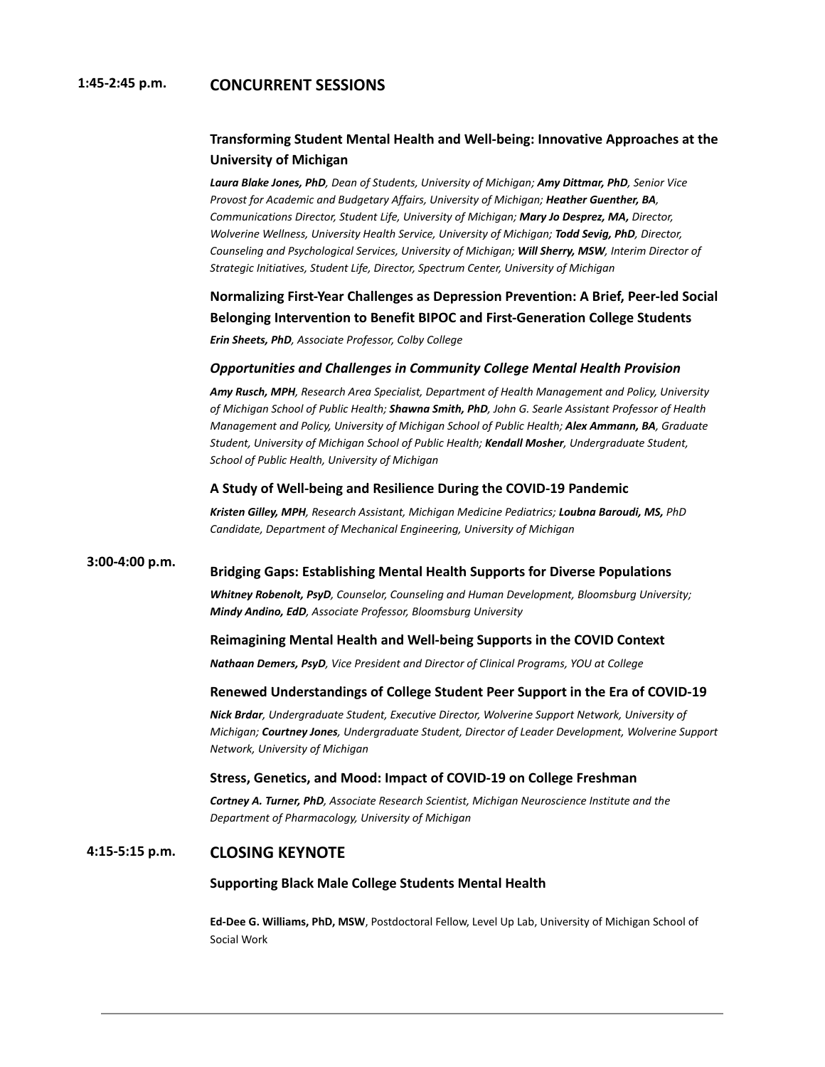## 1:45-2:45 p.m. CONCURRENT SESSIONS

### Transforming Student Mental Health and Well-being: Innovative Approaches at the University of Michigan

***Laura Blake Jones, PhD****, Dean of Students, University of Michigan;* ***Amy Dittmar, PhD****, Senior Vice Provost for Academic and Budgetary Affairs, University of Michigan;* ***Heather Guenther, BA****, Communications Director, Student Life, University of Michigan;* ***Mary Jo Desprez, MA,*** *Director, Wolverine Wellness, University Health Service, University of Michigan;* ***Todd Sevig, PhD****, Director, Counseling and Psychological Services, University of Michigan;* ***Will Sherry, MSW****, Interim Director of Strategic Initiatives, Student Life, Director, Spectrum Center, University of Michigan*

### Normalizing First-Year Challenges as Depression Prevention: A Brief, Peer-led Social Belonging Intervention to Benefit BIPOC and First-Generation College Students

***Erin Sheets, PhD****, Associate Professor, Colby College*

### *Opportunities and Challenges in Community College Mental Health Provision*

***Amy Rusch, MPH****, Research Area Specialist, Department of Health Management and Policy, University of Michigan School of Public Health;* ***Shawna Smith, PhD****, John G. Searle Assistant Professor of Health Management and Policy, University of Michigan School of Public Health;* ***Alex Ammann, BA****, Graduate Student, University of Michigan School of Public Health;* ***Kendall Mosher****, Undergraduate Student, School of Public Health, University of Michigan*

### A Study of Well-being and Resilience During the COVID-19 Pandemic

***Kristen Gilley, MPH****, Research Assistant, Michigan Medicine Pediatrics;* ***Loubna Baroudi, MS,*** *PhD Candidate, Department of Mechanical Engineering, University of Michigan*

## 3:00-4:00 p.m.

### Bridging Gaps: Establishing Mental Health Supports for Diverse Populations

***Whitney Robenolt, PsyD****, Counselor, Counseling and Human Development, Bloomsburg University;* ***Mindy Andino, EdD****, Associate Professor, Bloomsburg University*

### Reimagining Mental Health and Well-being Supports in the COVID Context

***Nathaan Demers, PsyD****, Vice President and Director of Clinical Programs, YOU at College*

### Renewed Understandings of College Student Peer Support in the Era of COVID-19

***Nick Brdar****, Undergraduate Student, Executive Director, Wolverine Support Network, University of Michigan;* ***Courtney Jones****, Undergraduate Student, Director of Leader Development, Wolverine Support Network, University of Michigan*

### Stress, Genetics, and Mood: Impact of COVID-19 on College Freshman

***Cortney A. Turner, PhD****, Associate Research Scientist, Michigan Neuroscience Institute and the Department of Pharmacology, University of Michigan*

## 4:15-5:15 p.m. CLOSING KEYNOTE

### Supporting Black Male College Students Mental Health

**Ed-Dee G. Williams, PhD, MSW**, Postdoctoral Fellow, Level Up Lab, University of Michigan School of Social Work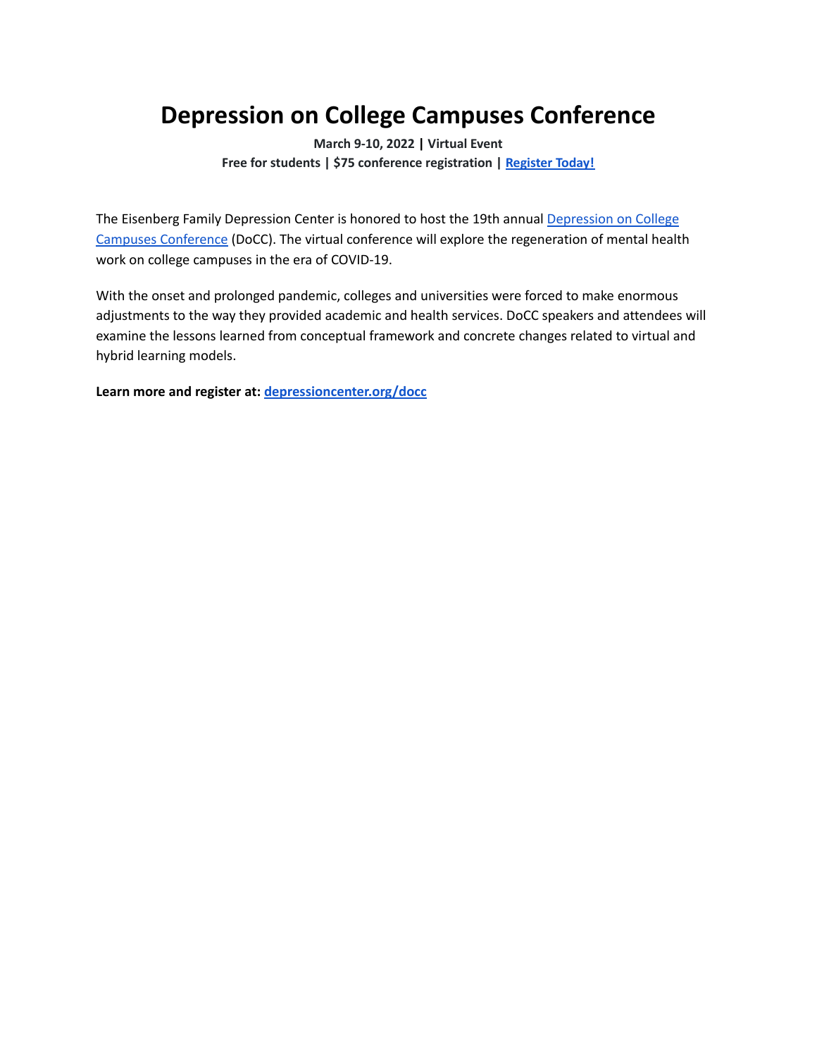# Depression on College Campuses Conference

**March 9-10, 2022 | Virtual Event**
**Free for students | $75 conference registration | Register Today!**

The Eisenberg Family Depression Center is honored to host the 19th annual Depression on College Campuses Conference (DoCC). The virtual conference will explore the regeneration of mental health work on college campuses in the era of COVID-19.

With the onset and prolonged pandemic, colleges and universities were forced to make enormous adjustments to the way they provided academic and health services. DoCC speakers and attendees will examine the lessons learned from conceptual framework and concrete changes related to virtual and hybrid learning models.

**Learn more and register at: depressioncenter.org/docc**